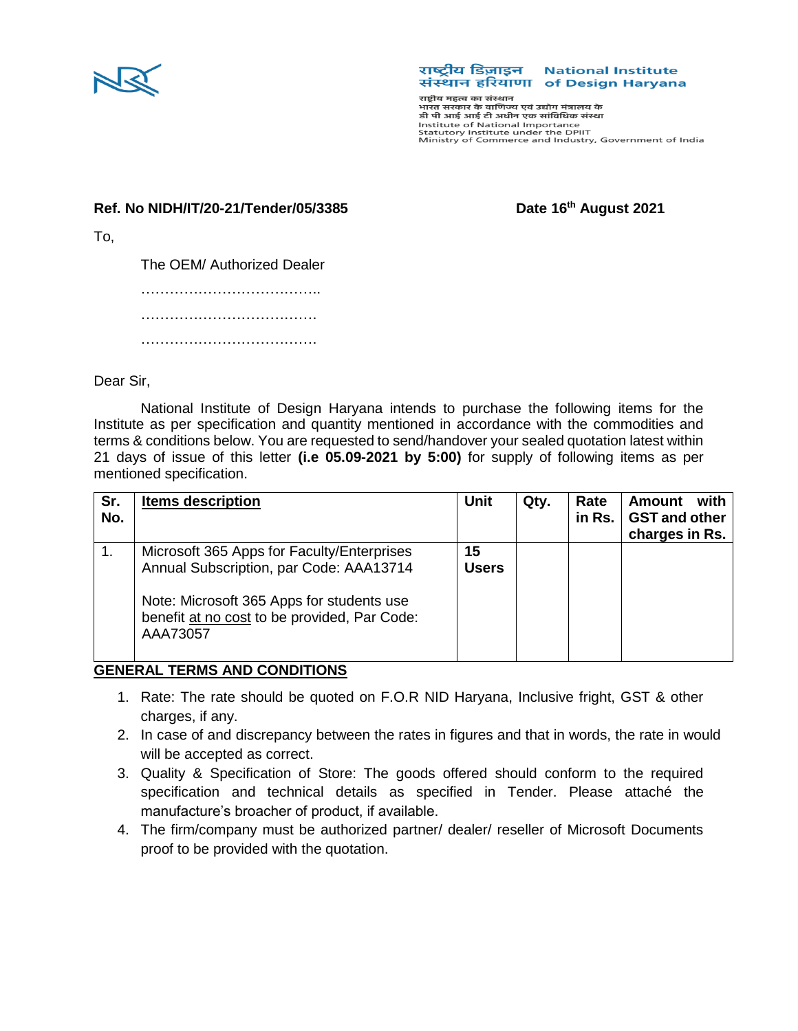राष्ट्रीय डिज़ाइन संस्थान हरियाणा National Institute of Design Haryana

राष्ट्रीय महत्व का संस्थान
भारत सरकार के वाणिज्य एवं उद्योग मंत्रालय के
डी पी आई आई टी अधीन एक सांविधिक संस्था
Institute of National Importance
Statutory Institute under the DPIIT
Ministry of Commerce and Industry, Government of India

**Ref. No NIDH/IT/20-21/Tender/05/3385** **Date 16th August 2021**

To,

The OEM/ Authorized Dealer

………………………………..

……………………………….

……………………………….

Dear Sir,

National Institute of Design Haryana intends to purchase the following items for the Institute as per specification and quantity mentioned in accordance with the commodities and terms & conditions below. You are requested to send/handover your sealed quotation latest within 21 days of issue of this letter **(i.e 05.09-2021 by 5:00)** for supply of following items as per mentioned specification.

| Sr. No. | Items description | Unit | Qty. | Rate in Rs. | Amount with GST and other charges in Rs. |
|---|---|---|---|---|---|
| 1. | Microsoft 365 Apps for Faculty/Enterprises Annual Subscription, par Code: AAA13714<br><br>Note: Microsoft 365 Apps for students use benefit at no cost to be provided, Par Code: AAA73057 | **15 Users** | | | |

**GENERAL TERMS AND CONDITIONS**

1. Rate: The rate should be quoted on F.O.R NID Haryana, Inclusive fright, GST & other charges, if any.
2. In case of and discrepancy between the rates in figures and that in words, the rate in would will be accepted as correct.
3. Quality & Specification of Store: The goods offered should conform to the required specification and technical details as specified in Tender. Please attaché the manufacture's broacher of product, if available.
4. The firm/company must be authorized partner/ dealer/ reseller of Microsoft Documents proof to be provided with the quotation.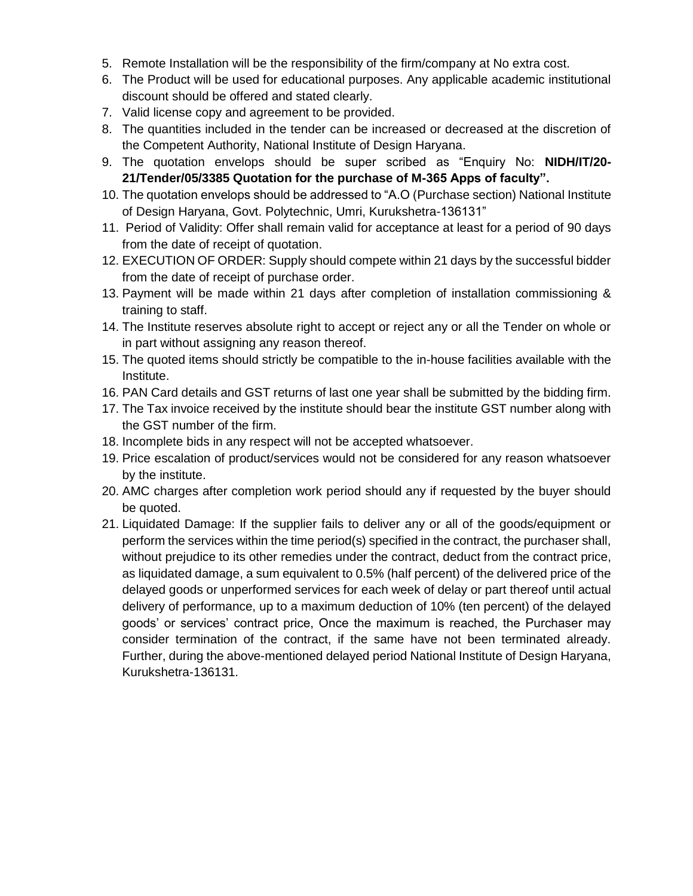5. Remote Installation will be the responsibility of the firm/company at No extra cost.
6. The Product will be used for educational purposes. Any applicable academic institutional discount should be offered and stated clearly.
7. Valid license copy and agreement to be provided.
8. The quantities included in the tender can be increased or decreased at the discretion of the Competent Authority, National Institute of Design Haryana.
9. The quotation envelops should be super scribed as “Enquiry No: **NIDH/IT/20-21/Tender/05/3385 Quotation for the purchase of M-365 Apps of faculty”.**
10. The quotation envelops should be addressed to “A.O (Purchase section) National Institute of Design Haryana, Govt. Polytechnic, Umri, Kurukshetra-136131”
11. Period of Validity: Offer shall remain valid for acceptance at least for a period of 90 days from the date of receipt of quotation.
12. EXECUTION OF ORDER: Supply should compete within 21 days by the successful bidder from the date of receipt of purchase order.
13. Payment will be made within 21 days after completion of installation commissioning & training to staff.
14. The Institute reserves absolute right to accept or reject any or all the Tender on whole or in part without assigning any reason thereof.
15. The quoted items should strictly be compatible to the in-house facilities available with the Institute.
16. PAN Card details and GST returns of last one year shall be submitted by the bidding firm.
17. The Tax invoice received by the institute should bear the institute GST number along with the GST number of the firm.
18. Incomplete bids in any respect will not be accepted whatsoever.
19. Price escalation of product/services would not be considered for any reason whatsoever by the institute.
20. AMC charges after completion work period should any if requested by the buyer should be quoted.
21. Liquidated Damage: If the supplier fails to deliver any or all of the goods/equipment or perform the services within the time period(s) specified in the contract, the purchaser shall, without prejudice to its other remedies under the contract, deduct from the contract price, as liquidated damage, a sum equivalent to 0.5% (half percent) of the delivered price of the delayed goods or unperformed services for each week of delay or part thereof until actual delivery of performance, up to a maximum deduction of 10% (ten percent) of the delayed goods’ or services’ contract price, Once the maximum is reached, the Purchaser may consider termination of the contract, if the same have not been terminated already. Further, during the above-mentioned delayed period National Institute of Design Haryana, Kurukshetra-136131.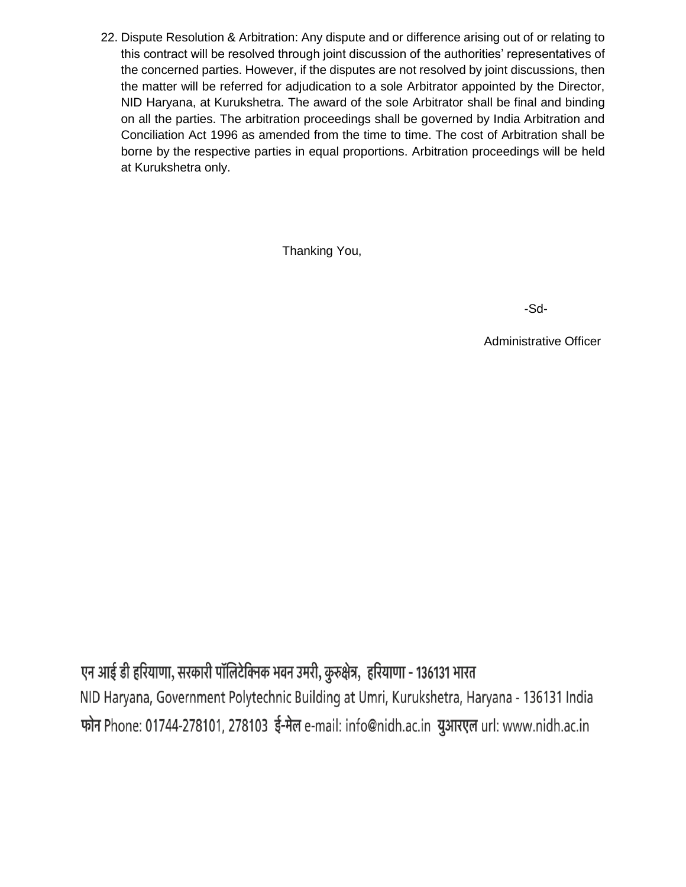22. Dispute Resolution & Arbitration: Any dispute and or difference arising out of or relating to this contract will be resolved through joint discussion of the authorities' representatives of the concerned parties. However, if the disputes are not resolved by joint discussions, then the matter will be referred for adjudication to a sole Arbitrator appointed by the Director, NID Haryana, at Kurukshetra. The award of the sole Arbitrator shall be final and binding on all the parties. The arbitration proceedings shall be governed by India Arbitration and Conciliation Act 1996 as amended from the time to time. The cost of Arbitration shall be borne by the respective parties in equal proportions. Arbitration proceedings will be held at Kurukshetra only.

Thanking You,

-Sd-

Administrative Officer